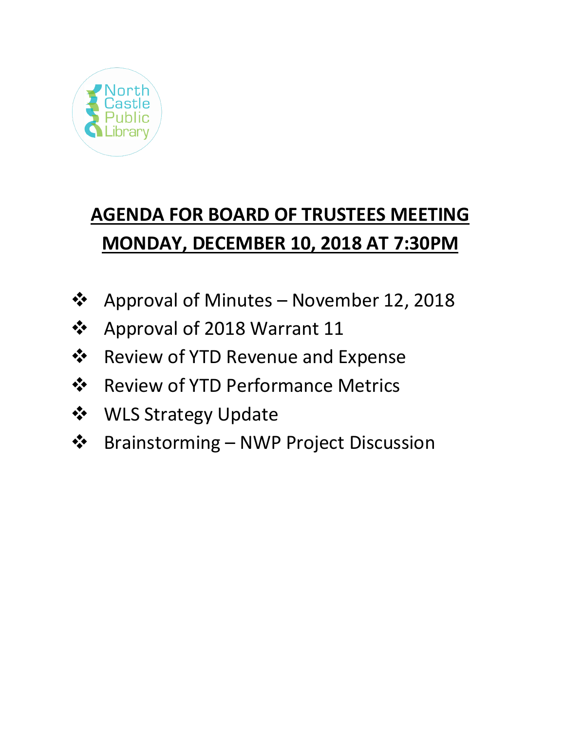North Castle Public Library

# AGENDA FOR BOARD OF TRUSTEES MEETING
# MONDAY, DECEMBER 10, 2018 AT 7:30PM

- Approval of Minutes – November 12, 2018
- Approval of 2018 Warrant 11
- Review of YTD Revenue and Expense
- Review of YTD Performance Metrics
- WLS Strategy Update
- Brainstorming – NWP Project Discussion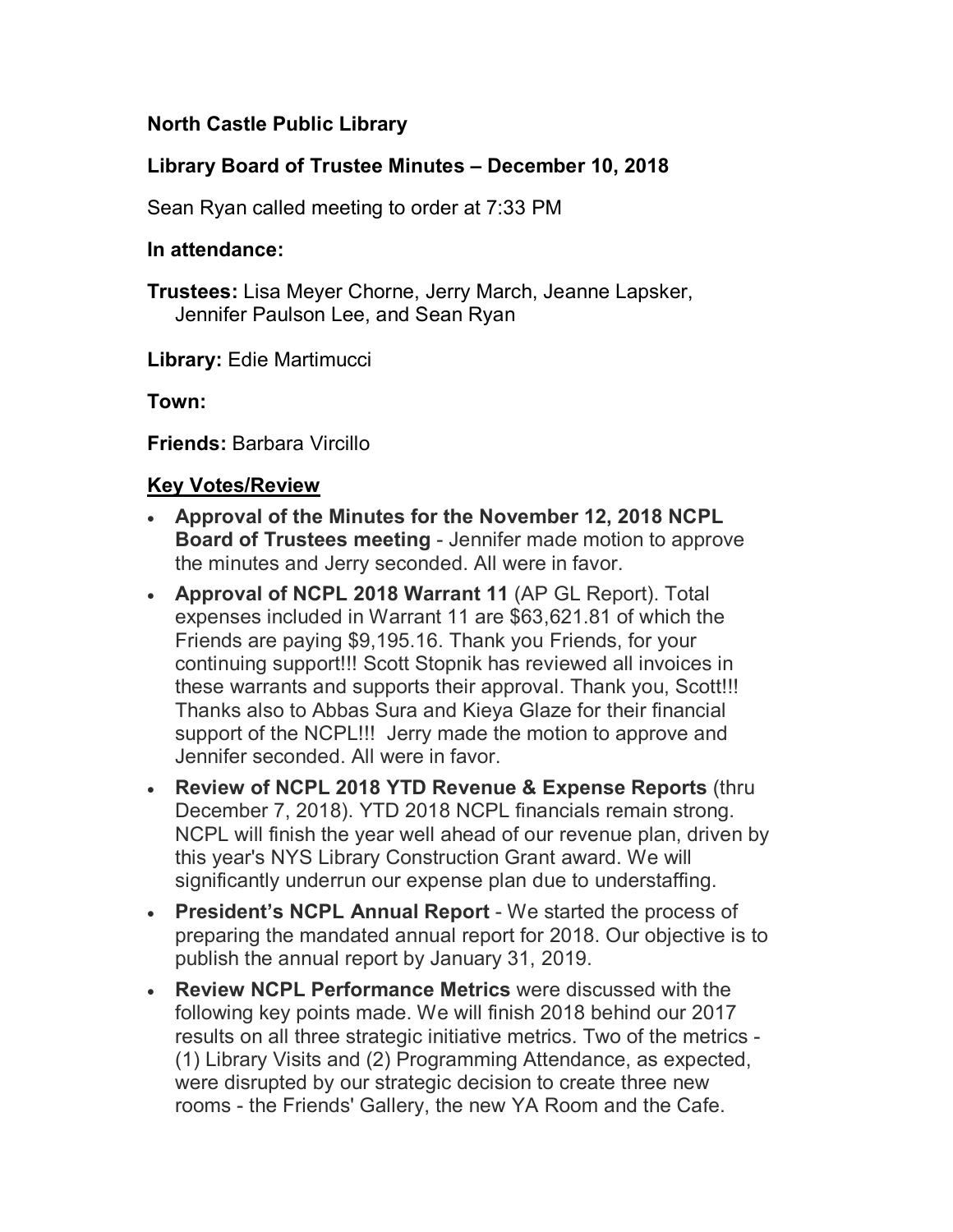**North Castle Public Library**

**Library Board of Trustee Minutes – December 10, 2018**

Sean Ryan called meeting to order at 7:33 PM

**In attendance:**

**Trustees:** Lisa Meyer Chorne, Jerry March, Jeanne Lapsker, Jennifer Paulson Lee, and Sean Ryan

**Library:** Edie Martimucci

**Town:**

**Friends:** Barbara Vircillo

**<u>Key Votes/Review</u>**

- **Approval of the Minutes for the November 12, 2018 NCPL Board of Trustees meeting** - Jennifer made motion to approve the minutes and Jerry seconded. All were in favor.
- **Approval of NCPL 2018 Warrant 11** (AP GL Report). Total expenses included in Warrant 11 are $63,621.81 of which the Friends are paying $9,195.16. Thank you Friends, for your continuing support!!! Scott Stopnik has reviewed all invoices in these warrants and supports their approval. Thank you, Scott!!! Thanks also to Abbas Sura and Kieya Glaze for their financial support of the NCPL!!! Jerry made the motion to approve and Jennifer seconded. All were in favor.
- **Review of NCPL 2018 YTD Revenue & Expense Reports** (thru December 7, 2018). YTD 2018 NCPL financials remain strong. NCPL will finish the year well ahead of our revenue plan, driven by this year's NYS Library Construction Grant award. We will significantly underrun our expense plan due to understaffing.
- **President's NCPL Annual Report** - We started the process of preparing the mandated annual report for 2018. Our objective is to publish the annual report by January 31, 2019.
- **Review NCPL Performance Metrics** were discussed with the following key points made. We will finish 2018 behind our 2017 results on all three strategic initiative metrics. Two of the metrics - (1) Library Visits and (2) Programming Attendance, as expected, were disrupted by our strategic decision to create three new rooms - the Friends' Gallery, the new YA Room and the Cafe.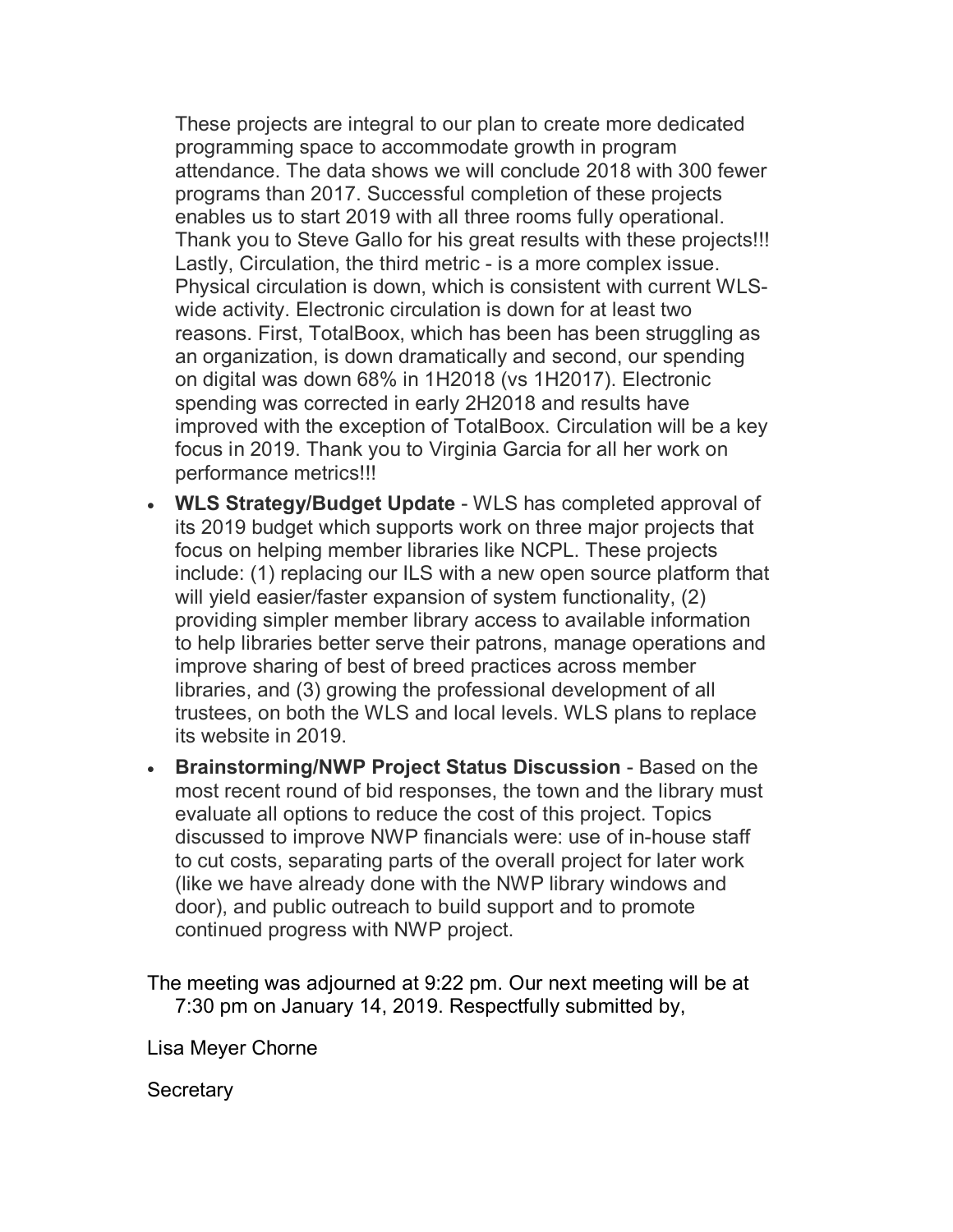These projects are integral to our plan to create more dedicated programming space to accommodate growth in program attendance. The data shows we will conclude 2018 with 300 fewer programs than 2017. Successful completion of these projects enables us to start 2019 with all three rooms fully operational. Thank you to Steve Gallo for his great results with these projects!!! Lastly, Circulation, the third metric - is a more complex issue. Physical circulation is down, which is consistent with current WLS-wide activity. Electronic circulation is down for at least two reasons. First, TotalBoox, which has been has been struggling as an organization, is down dramatically and second, our spending on digital was down 68% in 1H2018 (vs 1H2017). Electronic spending was corrected in early 2H2018 and results have improved with the exception of TotalBoox. Circulation will be a key focus in 2019. Thank you to Virginia Garcia for all her work on performance metrics!!!

- **WLS Strategy/Budget Update** - WLS has completed approval of its 2019 budget which supports work on three major projects that focus on helping member libraries like NCPL. These projects include: (1) replacing our ILS with a new open source platform that will yield easier/faster expansion of system functionality, (2) providing simpler member library access to available information to help libraries better serve their patrons, manage operations and improve sharing of best of breed practices across member libraries, and (3) growing the professional development of all trustees, on both the WLS and local levels. WLS plans to replace its website in 2019.
- **Brainstorming/NWP Project Status Discussion** - Based on the most recent round of bid responses, the town and the library must evaluate all options to reduce the cost of this project. Topics discussed to improve NWP financials were: use of in-house staff to cut costs, separating parts of the overall project for later work (like we have already done with the NWP library windows and door), and public outreach to build support and to promote continued progress with NWP project.

The meeting was adjourned at 9:22 pm. Our next meeting will be at 7:30 pm on January 14, 2019. Respectfully submitted by,

Lisa Meyer Chorne

Secretary